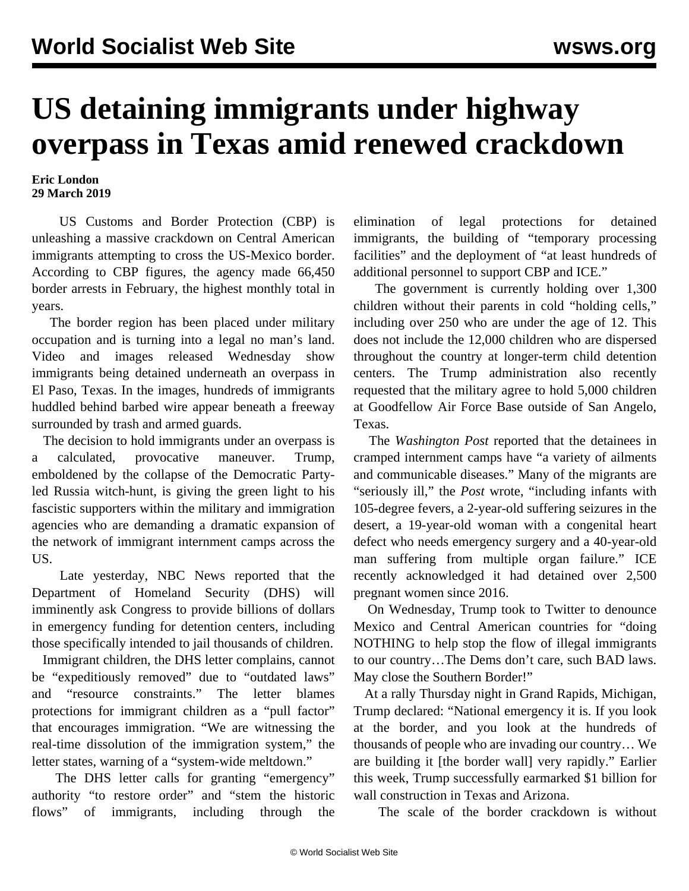# US detaining immigrants under highway overpass in Texas amid renewed crackdown

**Eric London**
**29 March 2019**

US Customs and Border Protection (CBP) is unleashing a massive crackdown on Central American immigrants attempting to cross the US-Mexico border. According to CBP figures, the agency made 66,450 border arrests in February, the highest monthly total in years.

The border region has been placed under military occupation and is turning into a legal no man's land. Video and images released Wednesday show immigrants being detained underneath an overpass in El Paso, Texas. In the images, hundreds of immigrants huddled behind barbed wire appear beneath a freeway surrounded by trash and armed guards.

The decision to hold immigrants under an overpass is a calculated, provocative maneuver. Trump, emboldened by the collapse of the Democratic Party-led Russia witch-hunt, is giving the green light to his fascistic supporters within the military and immigration agencies who are demanding a dramatic expansion of the network of immigrant internment camps across the US.

Late yesterday, NBC News reported that the Department of Homeland Security (DHS) will imminently ask Congress to provide billions of dollars in emergency funding for detention centers, including those specifically intended to jail thousands of children.

Immigrant children, the DHS letter complains, cannot be "expeditiously removed" due to "outdated laws" and "resource constraints." The letter blames protections for immigrant children as a "pull factor" that encourages immigration. "We are witnessing the real-time dissolution of the immigration system," the letter states, warning of a "system-wide meltdown."

The DHS letter calls for granting "emergency" authority "to restore order" and "stem the historic flows" of immigrants, including through the elimination of legal protections for detained immigrants, the building of "temporary processing facilities" and the deployment of "at least hundreds of additional personnel to support CBP and ICE."

The government is currently holding over 1,300 children without their parents in cold "holding cells," including over 250 who are under the age of 12. This does not include the 12,000 children who are dispersed throughout the country at longer-term child detention centers. The Trump administration also recently requested that the military agree to hold 5,000 children at Goodfellow Air Force Base outside of San Angelo, Texas.

The *Washington Post* reported that the detainees in cramped internment camps have "a variety of ailments and communicable diseases." Many of the migrants are "seriously ill," the *Post* wrote, "including infants with 105-degree fevers, a 2-year-old suffering seizures in the desert, a 19-year-old woman with a congenital heart defect who needs emergency surgery and a 40-year-old man suffering from multiple organ failure." ICE recently acknowledged it had detained over 2,500 pregnant women since 2016.

On Wednesday, Trump took to Twitter to denounce Mexico and Central American countries for "doing NOTHING to help stop the flow of illegal immigrants to our country…The Dems don't care, such BAD laws. May close the Southern Border!"

At a rally Thursday night in Grand Rapids, Michigan, Trump declared: "National emergency it is. If you look at the border, and you look at the hundreds of thousands of people who are invading our country… We are building it [the border wall] very rapidly." Earlier this week, Trump successfully earmarked $1 billion for wall construction in Texas and Arizona.

The scale of the border crackdown is without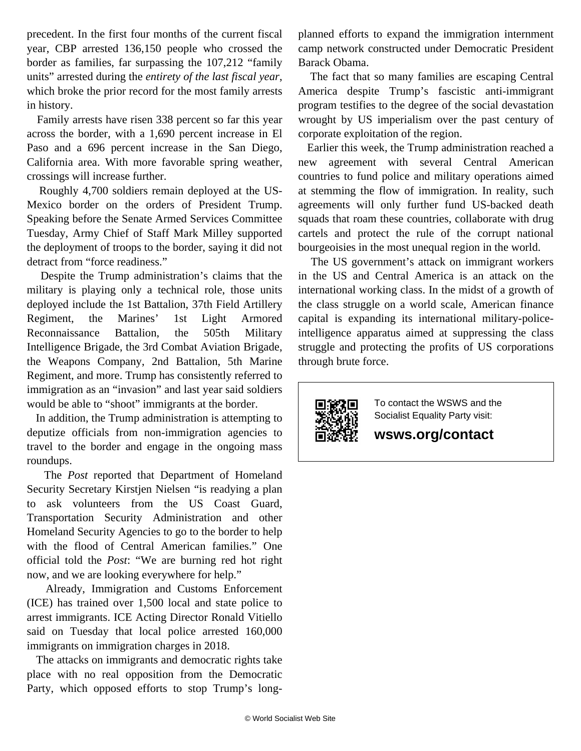precedent. In the first four months of the current fiscal year, CBP arrested 136,150 people who crossed the border as families, far surpassing the 107,212 "family units" arrested during the *entirety of the last fiscal year*, which broke the prior record for the most family arrests in history.

Family arrests have risen 338 percent so far this year across the border, with a 1,690 percent increase in El Paso and a 696 percent increase in the San Diego, California area. With more favorable spring weather, crossings will increase further.

Roughly 4,700 soldiers remain deployed at the US-Mexico border on the orders of President Trump. Speaking before the Senate Armed Services Committee Tuesday, Army Chief of Staff Mark Milley supported the deployment of troops to the border, saying it did not detract from "force readiness."

Despite the Trump administration's claims that the military is playing only a technical role, those units deployed include the 1st Battalion, 37th Field Artillery Regiment, the Marines' 1st Light Armored Reconnaissance Battalion, the 505th Military Intelligence Brigade, the 3rd Combat Aviation Brigade, the Weapons Company, 2nd Battalion, 5th Marine Regiment, and more. Trump has consistently referred to immigration as an "invasion" and last year said soldiers would be able to "shoot" immigrants at the border.

In addition, the Trump administration is attempting to deputize officials from non-immigration agencies to travel to the border and engage in the ongoing mass roundups.

The *Post* reported that Department of Homeland Security Secretary Kirstjen Nielsen "is readying a plan to ask volunteers from the US Coast Guard, Transportation Security Administration and other Homeland Security Agencies to go to the border to help with the flood of Central American families." One official told the *Post*: "We are burning red hot right now, and we are looking everywhere for help."

Already, Immigration and Customs Enforcement (ICE) has trained over 1,500 local and state police to arrest immigrants. ICE Acting Director Ronald Vitiello said on Tuesday that local police arrested 160,000 immigrants on immigration charges in 2018.

The attacks on immigrants and democratic rights take place with no real opposition from the Democratic Party, which opposed efforts to stop Trump's long-planned efforts to expand the immigration internment camp network constructed under Democratic President Barack Obama.

The fact that so many families are escaping Central America despite Trump's fascistic anti-immigrant program testifies to the degree of the social devastation wrought by US imperialism over the past century of corporate exploitation of the region.

Earlier this week, the Trump administration reached a new agreement with several Central American countries to fund police and military operations aimed at stemming the flow of immigration. In reality, such agreements will only further fund US-backed death squads that roam these countries, collaborate with drug cartels and protect the rule of the corrupt national bourgeoisies in the most unequal region in the world.

The US government's attack on immigrant workers in the US and Central America is an attack on the international working class. In the midst of a growth of the class struggle on a world scale, American finance capital is expanding its international military-police-intelligence apparatus aimed at suppressing the class struggle and protecting the profits of US corporations through brute force.

To contact the WSWS and the Socialist Equality Party visit:

**wsws.org/contact**